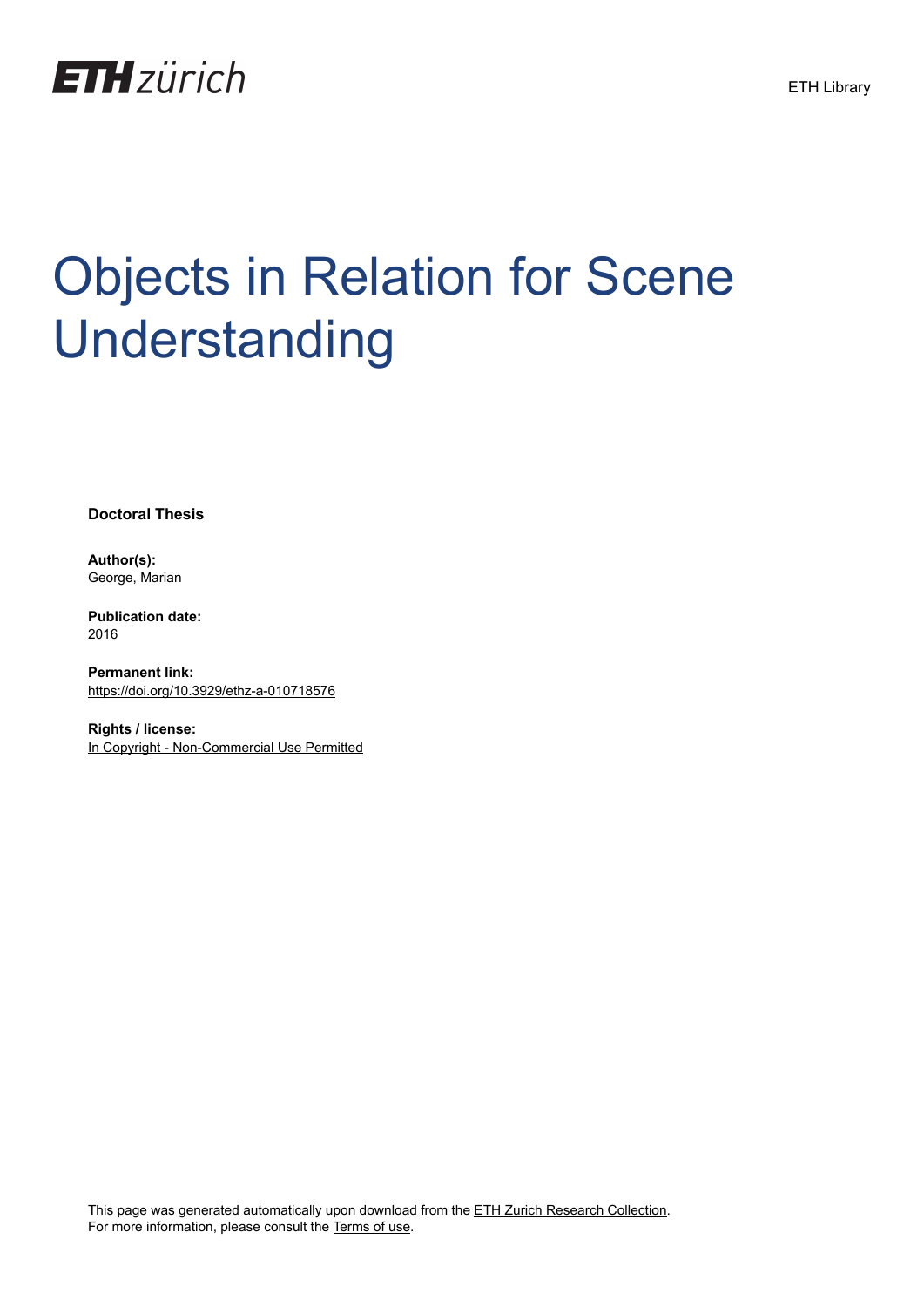ETH zürich

ETH Library

# Objects in Relation for Scene Understanding

**Doctoral Thesis**

**Author(s):**
George, Marian

**Publication date:**
2016

**Permanent link:**
https://doi.org/10.3929/ethz-a-010718576

**Rights / license:**
In Copyright - Non-Commercial Use Permitted

This page was generated automatically upon download from the ETH Zurich Research Collection.
For more information, please consult the Terms of use.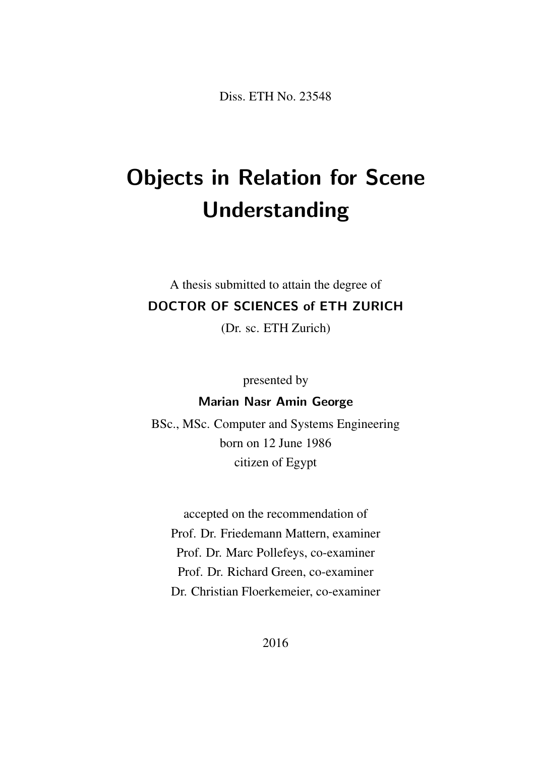Diss. ETH No. 23548

# Objects in Relation for Scene Understanding

A thesis submitted to attain the degree of

**DOCTOR OF SCIENCES of ETH ZURICH**

(Dr. sc. ETH Zurich)

presented by

**Marian Nasr Amin George**

BSc., MSc. Computer and Systems Engineering

born on 12 June 1986

citizen of Egypt

accepted on the recommendation of

Prof. Dr. Friedemann Mattern, examiner

Prof. Dr. Marc Pollefeys, co-examiner

Prof. Dr. Richard Green, co-examiner

Dr. Christian Floerkemeier, co-examiner

2016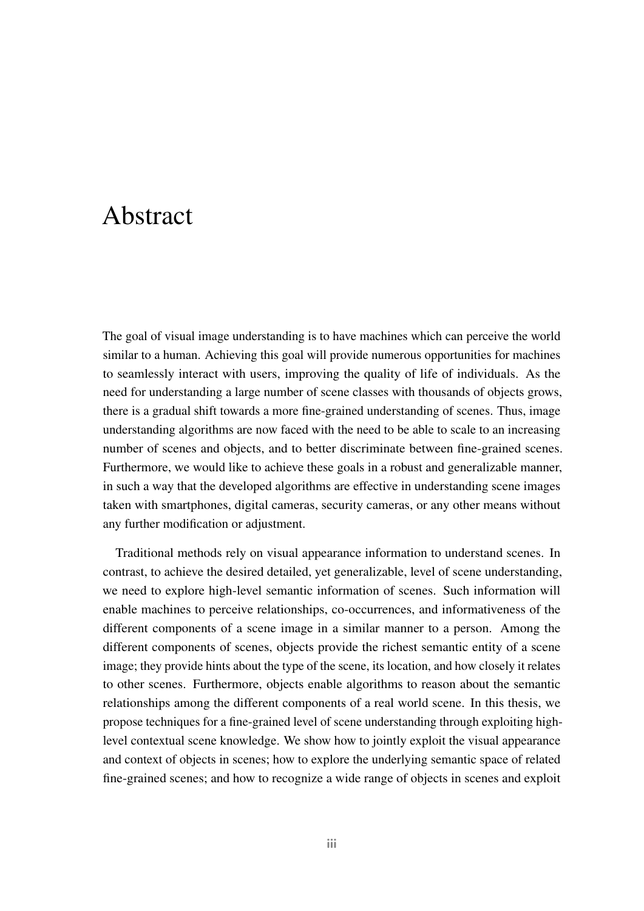# Abstract

The goal of visual image understanding is to have machines which can perceive the world similar to a human. Achieving this goal will provide numerous opportunities for machines to seamlessly interact with users, improving the quality of life of individuals. As the need for understanding a large number of scene classes with thousands of objects grows, there is a gradual shift towards a more fine-grained understanding of scenes. Thus, image understanding algorithms are now faced with the need to be able to scale to an increasing number of scenes and objects, and to better discriminate between fine-grained scenes. Furthermore, we would like to achieve these goals in a robust and generalizable manner, in such a way that the developed algorithms are effective in understanding scene images taken with smartphones, digital cameras, security cameras, or any other means without any further modification or adjustment.

Traditional methods rely on visual appearance information to understand scenes. In contrast, to achieve the desired detailed, yet generalizable, level of scene understanding, we need to explore high-level semantic information of scenes. Such information will enable machines to perceive relationships, co-occurrences, and informativeness of the different components of a scene image in a similar manner to a person. Among the different components of scenes, objects provide the richest semantic entity of a scene image; they provide hints about the type of the scene, its location, and how closely it relates to other scenes. Furthermore, objects enable algorithms to reason about the semantic relationships among the different components of a real world scene. In this thesis, we propose techniques for a fine-grained level of scene understanding through exploiting high-level contextual scene knowledge. We show how to jointly exploit the visual appearance and context of objects in scenes; how to explore the underlying semantic space of related fine-grained scenes; and how to recognize a wide range of objects in scenes and exploit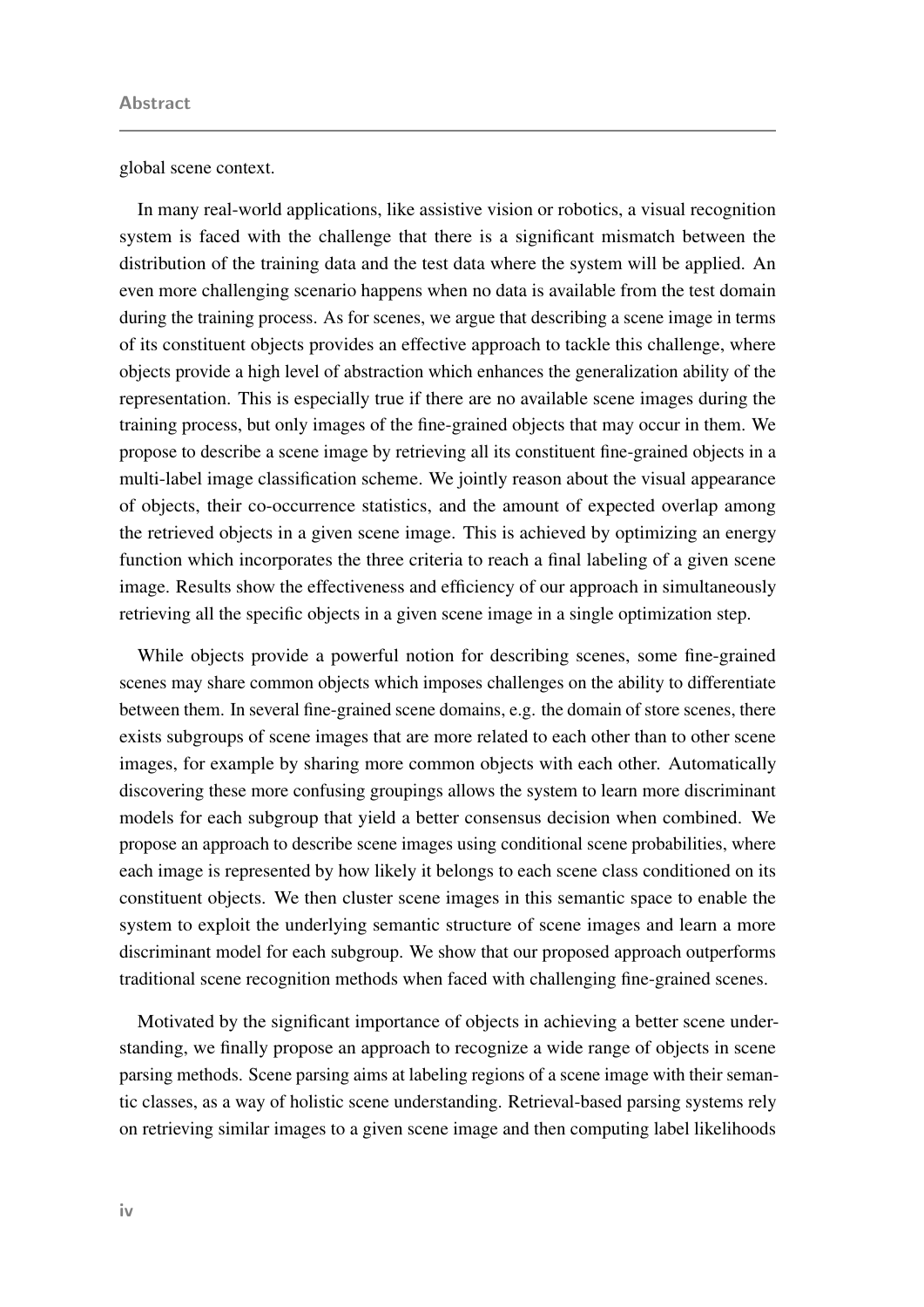global scene context.

In many real-world applications, like assistive vision or robotics, a visual recognition system is faced with the challenge that there is a significant mismatch between the distribution of the training data and the test data where the system will be applied. An even more challenging scenario happens when no data is available from the test domain during the training process. As for scenes, we argue that describing a scene image in terms of its constituent objects provides an effective approach to tackle this challenge, where objects provide a high level of abstraction which enhances the generalization ability of the representation. This is especially true if there are no available scene images during the training process, but only images of the fine-grained objects that may occur in them. We propose to describe a scene image by retrieving all its constituent fine-grained objects in a multi-label image classification scheme. We jointly reason about the visual appearance of objects, their co-occurrence statistics, and the amount of expected overlap among the retrieved objects in a given scene image. This is achieved by optimizing an energy function which incorporates the three criteria to reach a final labeling of a given scene image. Results show the effectiveness and efficiency of our approach in simultaneously retrieving all the specific objects in a given scene image in a single optimization step.

While objects provide a powerful notion for describing scenes, some fine-grained scenes may share common objects which imposes challenges on the ability to differentiate between them. In several fine-grained scene domains, e.g. the domain of store scenes, there exists subgroups of scene images that are more related to each other than to other scene images, for example by sharing more common objects with each other. Automatically discovering these more confusing groupings allows the system to learn more discriminant models for each subgroup that yield a better consensus decision when combined. We propose an approach to describe scene images using conditional scene probabilities, where each image is represented by how likely it belongs to each scene class conditioned on its constituent objects. We then cluster scene images in this semantic space to enable the system to exploit the underlying semantic structure of scene images and learn a more discriminant model for each subgroup. We show that our proposed approach outperforms traditional scene recognition methods when faced with challenging fine-grained scenes.

Motivated by the significant importance of objects in achieving a better scene understanding, we finally propose an approach to recognize a wide range of objects in scene parsing methods. Scene parsing aims at labeling regions of a scene image with their semantic classes, as a way of holistic scene understanding. Retrieval-based parsing systems rely on retrieving similar images to a given scene image and then computing label likelihoods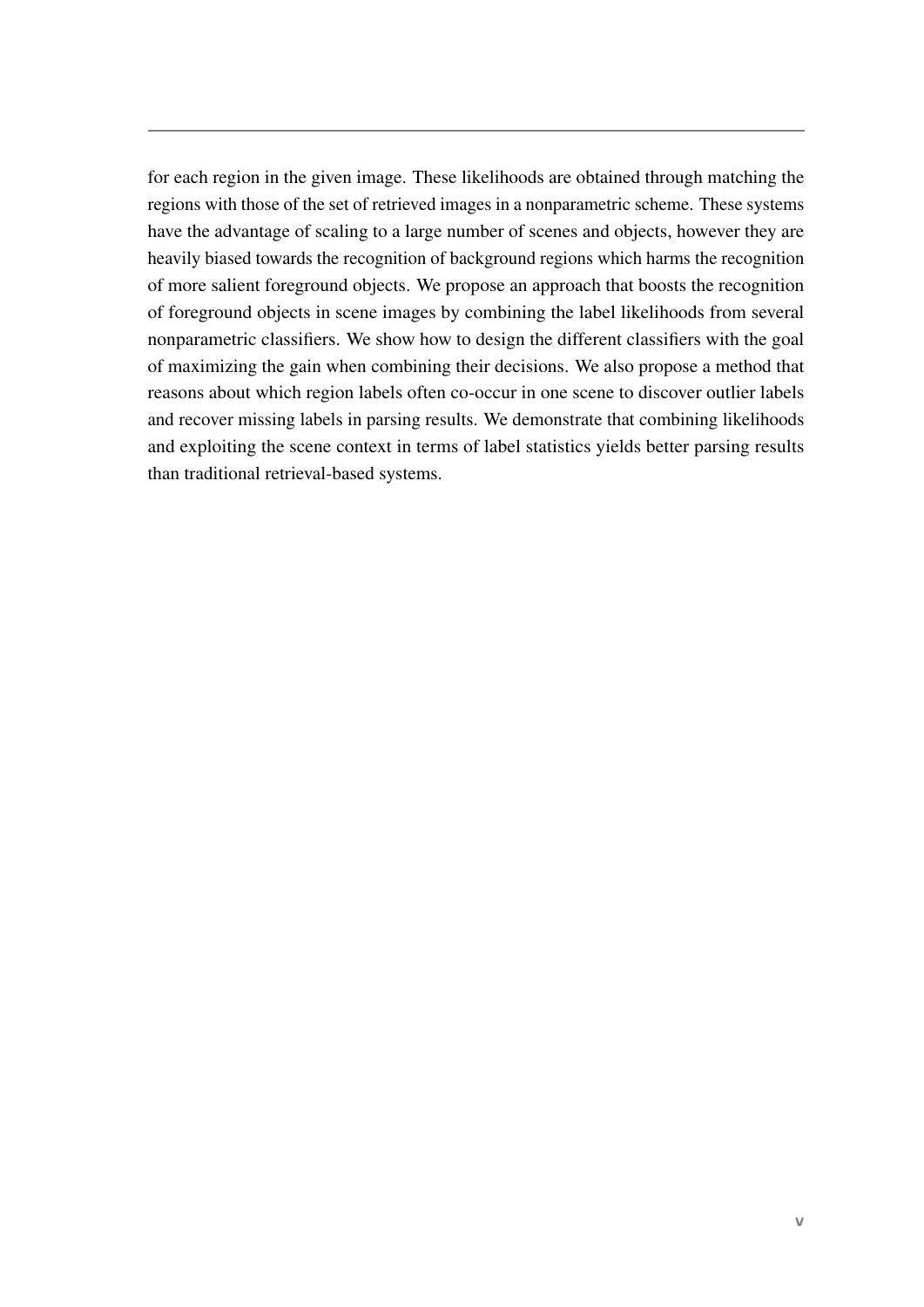for each region in the given image. These likelihoods are obtained through matching the regions with those of the set of retrieved images in a nonparametric scheme. These systems have the advantage of scaling to a large number of scenes and objects, however they are heavily biased towards the recognition of background regions which harms the recognition of more salient foreground objects. We propose an approach that boosts the recognition of foreground objects in scene images by combining the label likelihoods from several nonparametric classifiers. We show how to design the different classifiers with the goal of maximizing the gain when combining their decisions. We also propose a method that reasons about which region labels often co-occur in one scene to discover outlier labels and recover missing labels in parsing results. We demonstrate that combining likelihoods and exploiting the scene context in terms of label statistics yields better parsing results than traditional retrieval-based systems.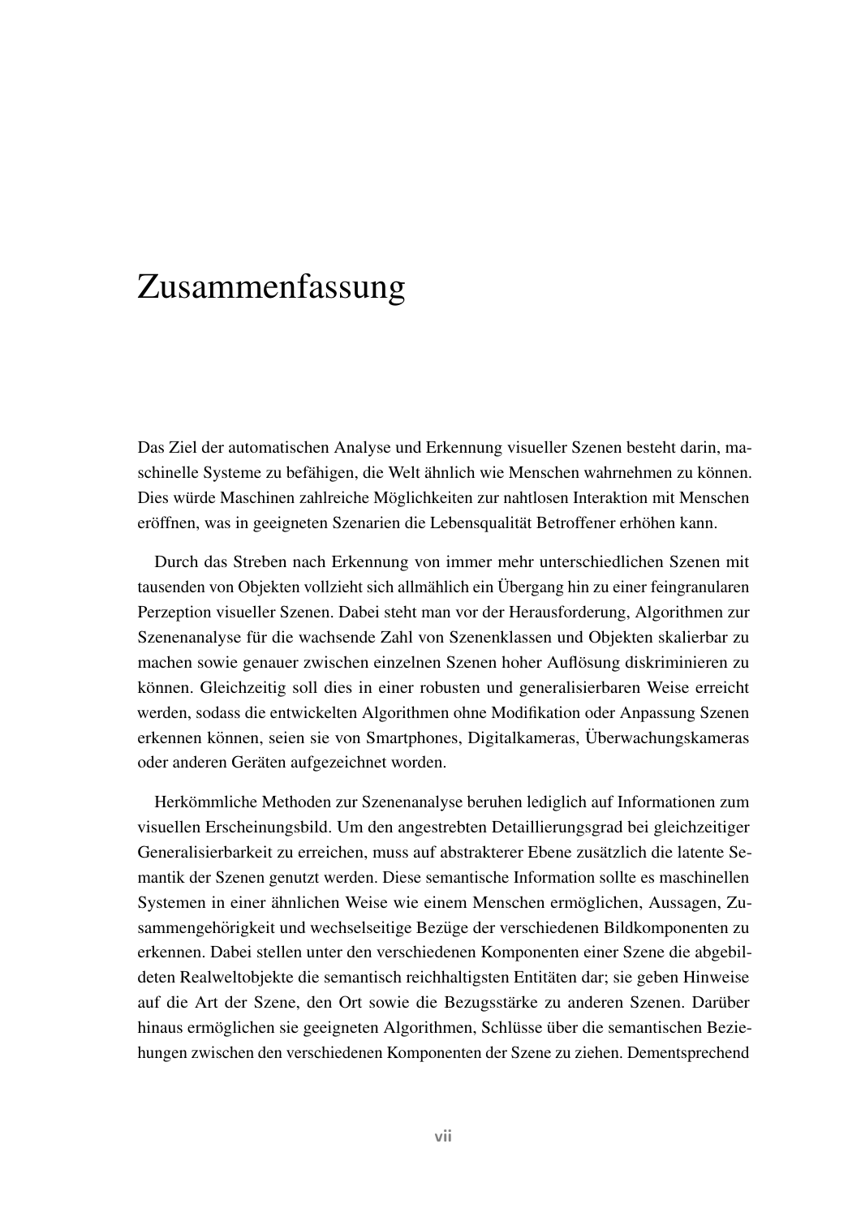# Zusammenfassung

Das Ziel der automatischen Analyse und Erkennung visueller Szenen besteht darin, maschinelle Systeme zu befähigen, die Welt ähnlich wie Menschen wahrnehmen zu können. Dies würde Maschinen zahlreiche Möglichkeiten zur nahtlosen Interaktion mit Menschen eröffnen, was in geeigneten Szenarien die Lebensqualität Betroffener erhöhen kann.

Durch das Streben nach Erkennung von immer mehr unterschiedlichen Szenen mit tausenden von Objekten vollzieht sich allmählich ein Übergang hin zu einer feingranularen Perzeption visueller Szenen. Dabei steht man vor der Herausforderung, Algorithmen zur Szenenanalyse für die wachsende Zahl von Szenenklassen und Objekten skalierbar zu machen sowie genauer zwischen einzelnen Szenen hoher Auflösung diskriminieren zu können. Gleichzeitig soll dies in einer robusten und generalisierbaren Weise erreicht werden, sodass die entwickelten Algorithmen ohne Modifikation oder Anpassung Szenen erkennen können, seien sie von Smartphones, Digitalkameras, Überwachungskameras oder anderen Geräten aufgezeichnet worden.

Herkömmliche Methoden zur Szenenanalyse beruhen lediglich auf Informationen zum visuellen Erscheinungsbild. Um den angestrebten Detaillierungsgrad bei gleichzeitiger Generalisierbarkeit zu erreichen, muss auf abstrakterer Ebene zusätzlich die latente Semantik der Szenen genutzt werden. Diese semantische Information sollte es maschinellen Systemen in einer ähnlichen Weise wie einem Menschen ermöglichen, Aussagen, Zusammengehörigkeit und wechselseitige Bezüge der verschiedenen Bildkomponenten zu erkennen. Dabei stellen unter den verschiedenen Komponenten einer Szene die abgebildeten Realweltobjekte die semantisch reichhaltigsten Entitäten dar; sie geben Hinweise auf die Art der Szene, den Ort sowie die Bezugsstärke zu anderen Szenen. Darüber hinaus ermöglichen sie geeigneten Algorithmen, Schlüsse über die semantischen Beziehungen zwischen den verschiedenen Komponenten der Szene zu ziehen. Dementsprechend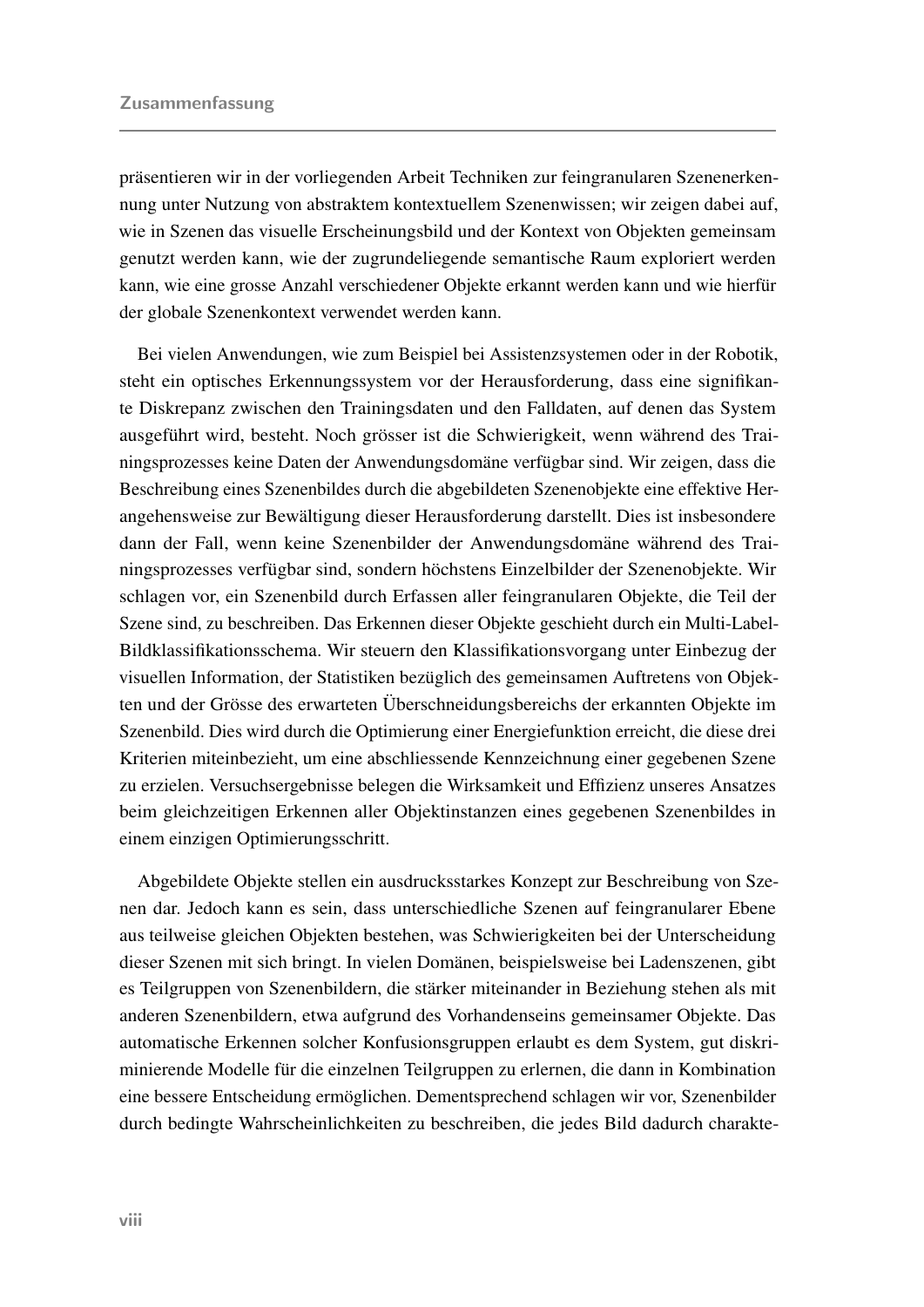präsentieren wir in der vorliegenden Arbeit Techniken zur feingranularen Szenenerkennung unter Nutzung von abstraktem kontextuellem Szenenwissen; wir zeigen dabei auf, wie in Szenen das visuelle Erscheinungsbild und der Kontext von Objekten gemeinsam genutzt werden kann, wie der zugrundeliegende semantische Raum exploriert werden kann, wie eine grosse Anzahl verschiedener Objekte erkannt werden kann und wie hierfür der globale Szenenkontext verwendet werden kann.

Bei vielen Anwendungen, wie zum Beispiel bei Assistenzsystemen oder in der Robotik, steht ein optisches Erkennungssystem vor der Herausforderung, dass eine signifikante Diskrepanz zwischen den Trainingsdaten und den Falldaten, auf denen das System ausgeführt wird, besteht. Noch grösser ist die Schwierigkeit, wenn während des Trainingsprozesses keine Daten der Anwendungsdomäne verfügbar sind. Wir zeigen, dass die Beschreibung eines Szenenbildes durch die abgebildeten Szenenobjekte eine effektive Herangehensweise zur Bewältigung dieser Herausforderung darstellt. Dies ist insbesondere dann der Fall, wenn keine Szenenbilder der Anwendungsdomäne während des Trainingsprozesses verfügbar sind, sondern höchstens Einzelbilder der Szenenobjekte. Wir schlagen vor, ein Szenenbild durch Erfassen aller feingranularen Objekte, die Teil der Szene sind, zu beschreiben. Das Erkennen dieser Objekte geschieht durch ein Multi-Label-Bildklassifikationsschema. Wir steuern den Klassifikationsvorgang unter Einbezug der visuellen Information, der Statistiken bezüglich des gemeinsamen Auftretens von Objekten und der Grösse des erwarteten Überschneidungsbereichs der erkannten Objekte im Szenenbild. Dies wird durch die Optimierung einer Energiefunktion erreicht, die diese drei Kriterien miteinbezieht, um eine abschliessende Kennzeichnung einer gegebenen Szene zu erzielen. Versuchsergebnisse belegen die Wirksamkeit und Effizienz unseres Ansatzes beim gleichzeitigen Erkennen aller Objektinstanzen eines gegebenen Szenenbildes in einem einzigen Optimierungsschritt.

Abgebildete Objekte stellen ein ausdrucksstarkes Konzept zur Beschreibung von Szenen dar. Jedoch kann es sein, dass unterschiedliche Szenen auf feingranularer Ebene aus teilweise gleichen Objekten bestehen, was Schwierigkeiten bei der Unterscheidung dieser Szenen mit sich bringt. In vielen Domänen, beispielsweise bei Ladenszenen, gibt es Teilgruppen von Szenenbildern, die stärker miteinander in Beziehung stehen als mit anderen Szenenbildern, etwa aufgrund des Vorhandenseins gemeinsamer Objekte. Das automatische Erkennen solcher Konfusionsgruppen erlaubt es dem System, gut diskriminierende Modelle für die einzelnen Teilgruppen zu erlernen, die dann in Kombination eine bessere Entscheidung ermöglichen. Dementsprechend schlagen wir vor, Szenenbilder durch bedingte Wahrscheinlichkeiten zu beschreiben, die jedes Bild dadurch charakte-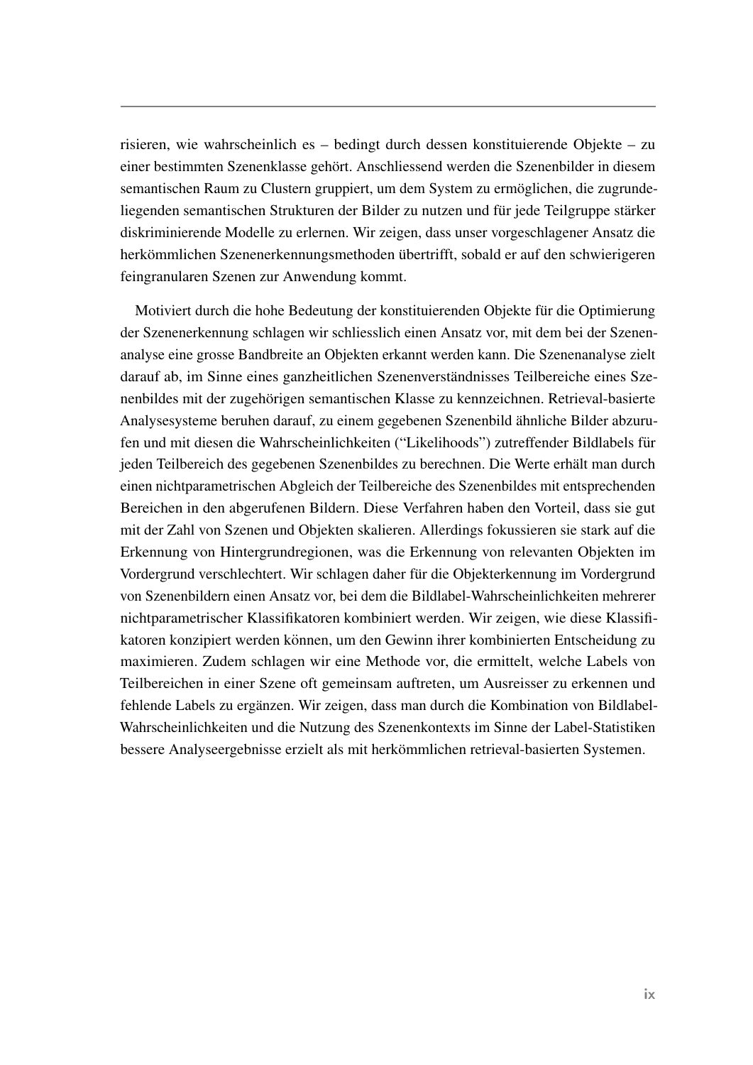risieren, wie wahrscheinlich es – bedingt durch dessen konstituierende Objekte – zu einer bestimmten Szenenklasse gehört. Anschliessend werden die Szenenbilder in diesem semantischen Raum zu Clustern gruppiert, um dem System zu ermöglichen, die zugrundeliegenden semantischen Strukturen der Bilder zu nutzen und für jede Teilgruppe stärker diskriminierende Modelle zu erlernen. Wir zeigen, dass unser vorgeschlagener Ansatz die herkömmlichen Szenenerkennungsmethoden übertrifft, sobald er auf den schwierigeren feingranularen Szenen zur Anwendung kommt.

Motiviert durch die hohe Bedeutung der konstituierenden Objekte für die Optimierung der Szenenerkennung schlagen wir schliesslich einen Ansatz vor, mit dem bei der Szenenanalyse eine grosse Bandbreite an Objekten erkannt werden kann. Die Szenenanalyse zielt darauf ab, im Sinne eines ganzheitlichen Szenenverständnisses Teilbereiche eines Szenenbildes mit der zugehörigen semantischen Klasse zu kennzeichnen. Retrieval-basierte Analysesysteme beruhen darauf, zu einem gegebenen Szenenbild ähnliche Bilder abzurufen und mit diesen die Wahrscheinlichkeiten ("Likelihoods") zutreffender Bildlabels für jeden Teilbereich des gegebenen Szenenbildes zu berechnen. Die Werte erhält man durch einen nichtparametrischen Abgleich der Teilbereiche des Szenenbildes mit entsprechenden Bereichen in den abgerufenen Bildern. Diese Verfahren haben den Vorteil, dass sie gut mit der Zahl von Szenen und Objekten skalieren. Allerdings fokussieren sie stark auf die Erkennung von Hintergrundregionen, was die Erkennung von relevanten Objekten im Vordergrund verschlechtert. Wir schlagen daher für die Objekterkennung im Vordergrund von Szenenbildern einen Ansatz vor, bei dem die Bildlabel-Wahrscheinlichkeiten mehrerer nichtparametrischer Klassifikatoren kombiniert werden. Wir zeigen, wie diese Klassifikatoren konzipiert werden können, um den Gewinn ihrer kombinierten Entscheidung zu maximieren. Zudem schlagen wir eine Methode vor, die ermittelt, welche Labels von Teilbereichen in einer Szene oft gemeinsam auftreten, um Ausreisser zu erkennen und fehlende Labels zu ergänzen. Wir zeigen, dass man durch die Kombination von Bildlabel-Wahrscheinlichkeiten und die Nutzung des Szenenkontexts im Sinne der Label-Statistiken bessere Analyseergebnisse erzielt als mit herkömmlichen retrieval-basierten Systemen.